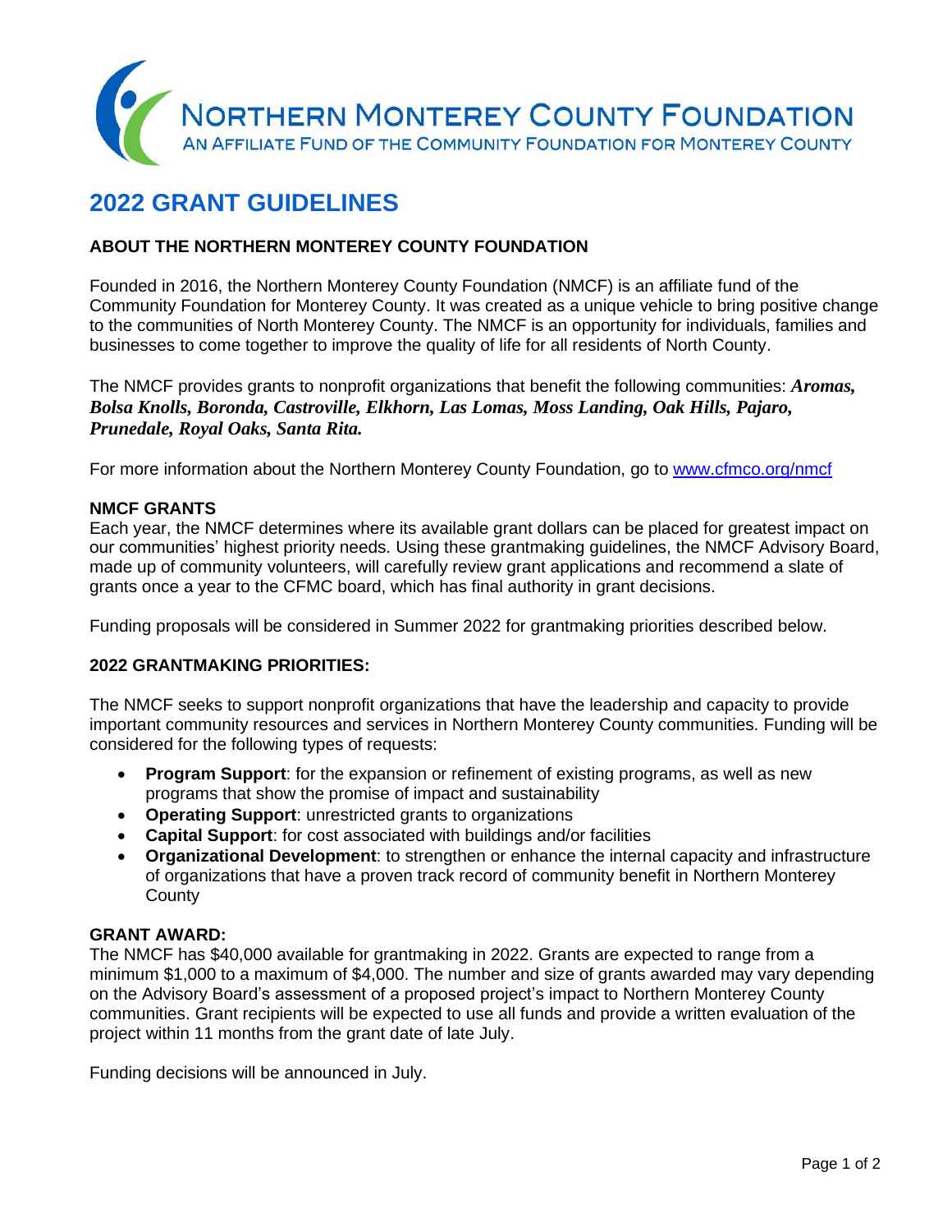# NORTHERN MONTEREY COUNTY FOUNDATION

AN AFFILIATE FUND OF THE COMMUNITY FOUNDATION FOR MONTEREY COUNTY

# 2022 GRANT GUIDELINES

### ABOUT THE NORTHERN MONTEREY COUNTY FOUNDATION

Founded in 2016, the Northern Monterey County Foundation (NMCF) is an affiliate fund of the Community Foundation for Monterey County. It was created as a unique vehicle to bring positive change to the communities of North Monterey County. The NMCF is an opportunity for individuals, families and businesses to come together to improve the quality of life for all residents of North County.

The NMCF provides grants to nonprofit organizations that benefit the following communities: ***Aromas, Bolsa Knolls, Boronda, Castroville, Elkhorn, Las Lomas, Moss Landing, Oak Hills, Pajaro, Prunedale, Royal Oaks, Santa Rita.***

For more information about the Northern Monterey County Foundation, go to [www.cfmco.org/nmcf](www.cfmco.org/nmcf)

### NMCF GRANTS

Each year, the NMCF determines where its available grant dollars can be placed for greatest impact on our communities' highest priority needs. Using these grantmaking guidelines, the NMCF Advisory Board, made up of community volunteers, will carefully review grant applications and recommend a slate of grants once a year to the CFMC board, which has final authority in grant decisions.

Funding proposals will be considered in Summer 2022 for grantmaking priorities described below.

### 2022 GRANTMAKING PRIORITIES:

The NMCF seeks to support nonprofit organizations that have the leadership and capacity to provide important community resources and services in Northern Monterey County communities. Funding will be considered for the following types of requests:

- **Program Support**: for the expansion or refinement of existing programs, as well as new programs that show the promise of impact and sustainability
- **Operating Support**: unrestricted grants to organizations
- **Capital Support**: for cost associated with buildings and/or facilities
- **Organizational Development**: to strengthen or enhance the internal capacity and infrastructure of organizations that have a proven track record of community benefit in Northern Monterey County

### GRANT AWARD:

The NMCF has $40,000 available for grantmaking in 2022. Grants are expected to range from a minimum $1,000 to a maximum of $4,000. The number and size of grants awarded may vary depending on the Advisory Board's assessment of a proposed project's impact to Northern Monterey County communities. Grant recipients will be expected to use all funds and provide a written evaluation of the project within 11 months from the grant date of late July.

Funding decisions will be announced in July.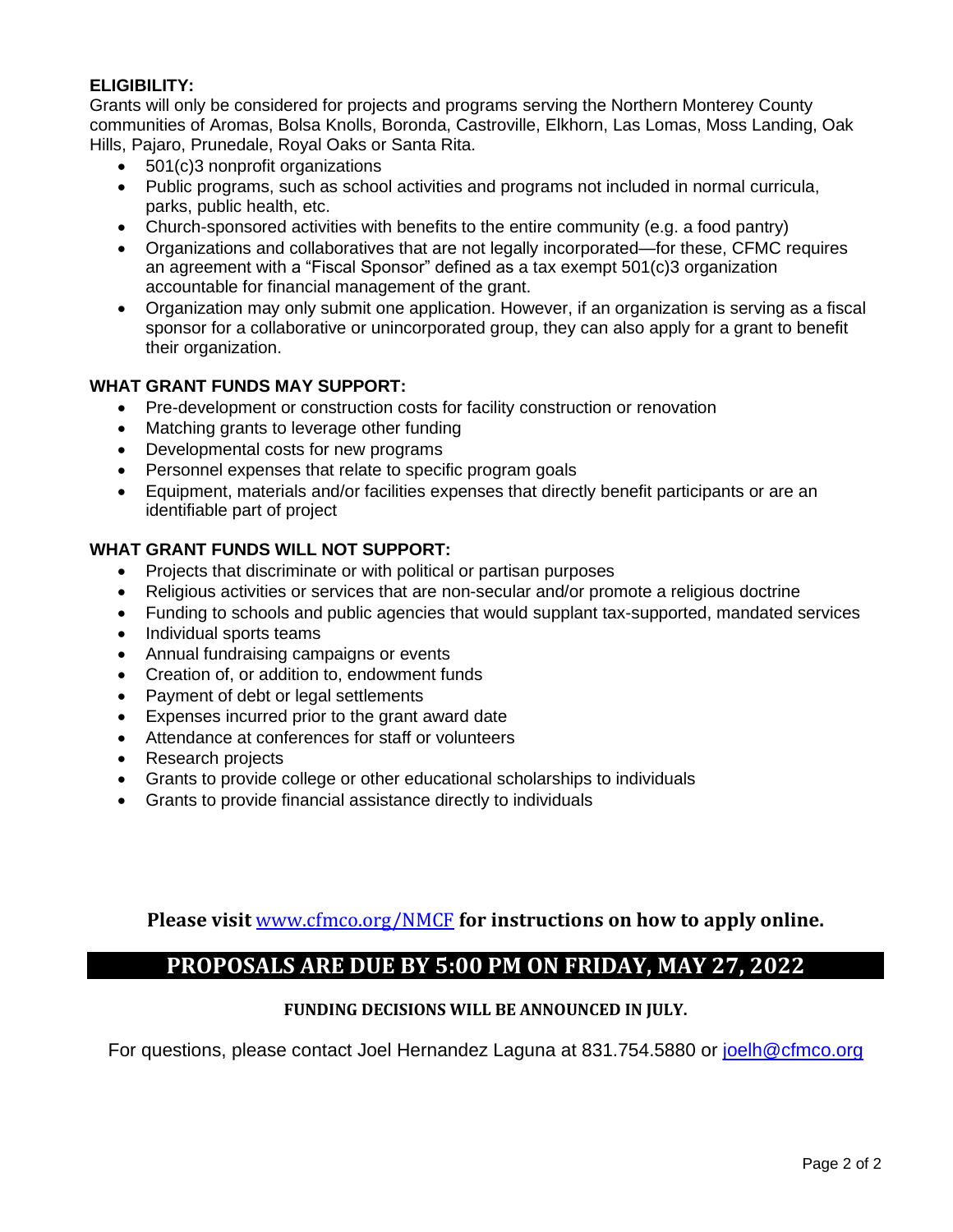**ELIGIBILITY:**

Grants will only be considered for projects and programs serving the Northern Monterey County communities of Aromas, Bolsa Knolls, Boronda, Castroville, Elkhorn, Las Lomas, Moss Landing, Oak Hills, Pajaro, Prunedale, Royal Oaks or Santa Rita.

- 501(c)3 nonprofit organizations
- Public programs, such as school activities and programs not included in normal curricula, parks, public health, etc.
- Church-sponsored activities with benefits to the entire community (e.g. a food pantry)
- Organizations and collaboratives that are not legally incorporated—for these, CFMC requires an agreement with a "Fiscal Sponsor" defined as a tax exempt 501(c)3 organization accountable for financial management of the grant.
- Organization may only submit one application. However, if an organization is serving as a fiscal sponsor for a collaborative or unincorporated group, they can also apply for a grant to benefit their organization.

**WHAT GRANT FUNDS MAY SUPPORT:**

- Pre-development or construction costs for facility construction or renovation
- Matching grants to leverage other funding
- Developmental costs for new programs
- Personnel expenses that relate to specific program goals
- Equipment, materials and/or facilities expenses that directly benefit participants or are an identifiable part of project

**WHAT GRANT FUNDS WILL NOT SUPPORT:**

- Projects that discriminate or with political or partisan purposes
- Religious activities or services that are non-secular and/or promote a religious doctrine
- Funding to schools and public agencies that would supplant tax-supported, mandated services
- Individual sports teams
- Annual fundraising campaigns or events
- Creation of, or addition to, endowment funds
- Payment of debt or legal settlements
- Expenses incurred prior to the grant award date
- Attendance at conferences for staff or volunteers
- Research projects
- Grants to provide college or other educational scholarships to individuals
- Grants to provide financial assistance directly to individuals

**Please visit www.cfmco.org/NMCF for instructions on how to apply online.**

## PROPOSALS ARE DUE BY 5:00 PM ON FRIDAY, MAY 27, 2022

**FUNDING DECISIONS WILL BE ANNOUNCED IN JULY.**

For questions, please contact Joel Hernandez Laguna at 831.754.5880 or joelh@cfmco.org